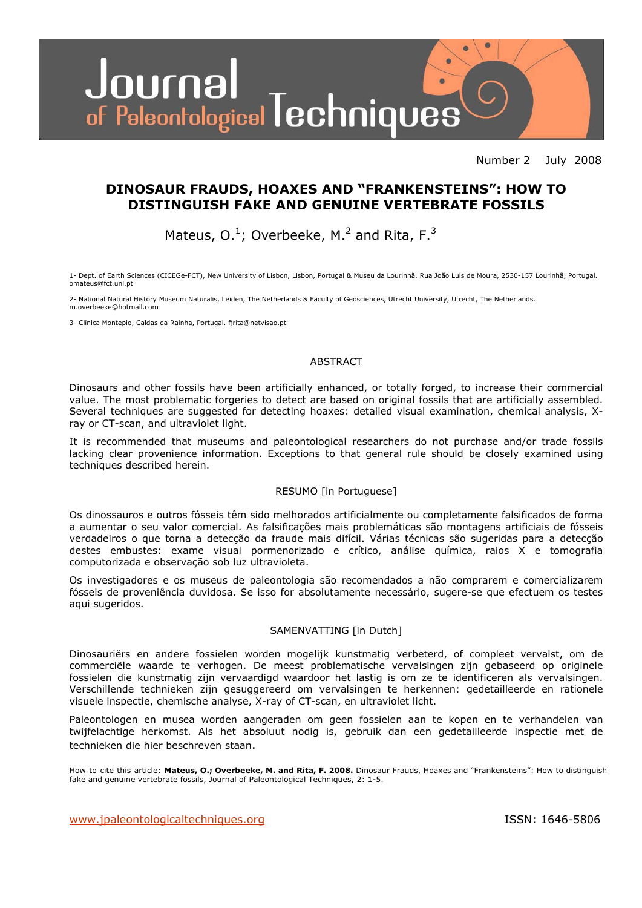# DINOSAUR FRAUDS, HOAXES AND "FRANKENSTEINS": HOW TO DISTINGUISH FAKE AND GENUINE VERTEBRATE FOSSILS

Mateus, O.[1]; Overbeeke, M.[2] and Rita, F.[3]

1- Dept. of Earth Sciences (CICEGe-FCT), New University of Lisbon, Lisbon, Portugal & Museu da Lourinhã, Rua João Luis de Moura, 2530-157 Lourinhã, Portugal. omateus@fct.unl.pt

2- National Natural History Museum Naturalis, Leiden, The Netherlands & Faculty of Geosciences, Utrecht University, Utrecht, The Netherlands. m.overbeeke@hotmail.com

3- Clínica Montepio, Caldas da Rainha, Portugal. fjrita@netvisao.pt

## ABSTRACT

Dinosaurs and other fossils have been artificially enhanced, or totally forged, to increase their commercial value. The most problematic forgeries to detect are based on original fossils that are artificially assembled. Several techniques are suggested for detecting hoaxes: detailed visual examination, chemical analysis, X-ray or CT-scan, and ultraviolet light.

It is recommended that museums and paleontological researchers do not purchase and/or trade fossils lacking clear provenience information. Exceptions to that general rule should be closely examined using techniques described herein.

## RESUMO [in Portuguese]

Os dinossauros e outros fósseis têm sido melhorados artificialmente ou completamente falsificados de forma a aumentar o seu valor comercial. As falsificações mais problemáticas são montagens artificiais de fósseis verdadeiros o que torna a detecção da fraude mais difícil. Várias técnicas são sugeridas para a detecção destes embustes: exame visual pormenorizado e crítico, análise química, raios X e tomografia computorizada e observação sob luz ultravioleta.

Os investigadores e os museus de paleontologia são recomendados a não comprarem e comercializarem fósseis de proveniência duvidosa. Se isso for absolutamente necessário, sugere-se que efectuem os testes aqui sugeridos.

## SAMENVATTING [in Dutch]

Dinosauriërs en andere fossielen worden mogelijk kunstmatig verbeterd, of compleet vervalst, om de commerciële waarde te verhogen. De meest problematische vervalsingen zijn gebaseerd op originele fossielen die kunstmatig zijn vervaardigd waardoor het lastig is om ze te identificeren als vervalsingen. Verschillende technieken zijn gesuggereerd om vervalsingen te herkennen: gedetailleerde en rationele visuele inspectie, chemische analyse, X-ray of CT-scan, en ultraviolet licht.

Paleontologen en musea worden aangeraden om geen fossielen aan te kopen en te verhandelen van twijfelachtige herkomst. Als het absoluut nodig is, gebruik dan een gedetailleerde inspectie met de technieken die hier beschreven staan.

How to cite this article: **Mateus, O.; Overbeeke, M. and Rita, F. 2008.** Dinosaur Frauds, Hoaxes and "Frankensteins": How to distinguish fake and genuine vertebrate fossils, Journal of Paleontological Techniques, 2: 1-5.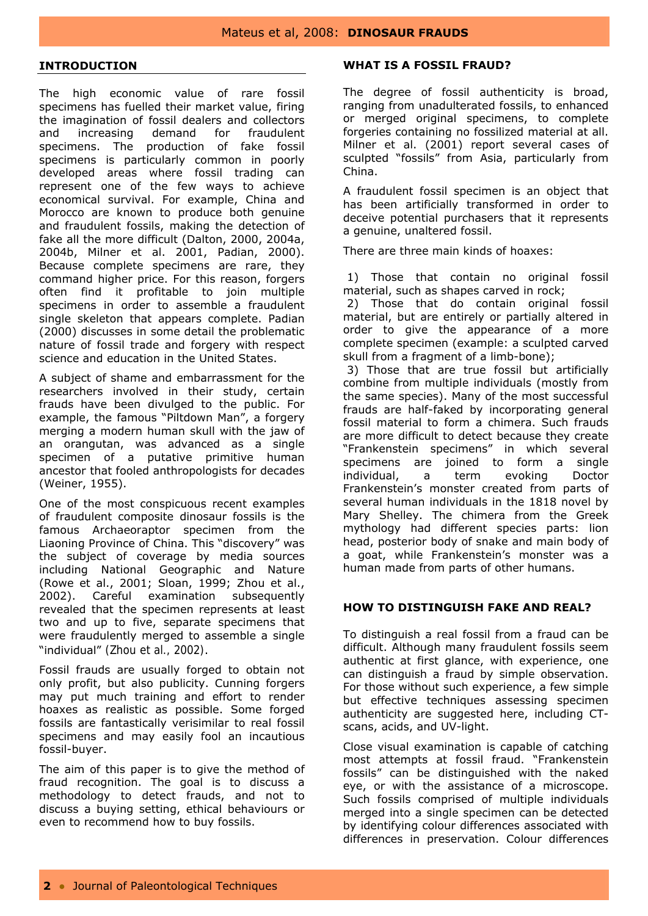## INTRODUCTION

The high economic value of rare fossil specimens has fuelled their market value, firing the imagination of fossil dealers and collectors and increasing demand for fraudulent specimens. The production of fake fossil specimens is particularly common in poorly developed areas where fossil trading can represent one of the few ways to achieve economical survival. For example, China and Morocco are known to produce both genuine and fraudulent fossils, making the detection of fake all the more difficult (Dalton, 2000, 2004a, 2004b, Milner et al. 2001, Padian, 2000). Because complete specimens are rare, they command higher price. For this reason, forgers often find it profitable to join multiple specimens in order to assemble a fraudulent single skeleton that appears complete. Padian (2000) discusses in some detail the problematic nature of fossil trade and forgery with respect science and education in the United States.

A subject of shame and embarrassment for the researchers involved in their study, certain frauds have been divulged to the public. For example, the famous "Piltdown Man", a forgery merging a modern human skull with the jaw of an orangutan, was advanced as a single specimen of a putative primitive human ancestor that fooled anthropologists for decades (Weiner, 1955).

One of the most conspicuous recent examples of fraudulent composite dinosaur fossils is the famous Archaeoraptor specimen from the Liaoning Province of China. This "discovery" was the subject of coverage by media sources including National Geographic and Nature (Rowe et al., 2001; Sloan, 1999; Zhou et al., 2002). Careful examination subsequently revealed that the specimen represents at least two and up to five, separate specimens that were fraudulently merged to assemble a single "individual" (Zhou et al., 2002).

Fossil frauds are usually forged to obtain not only profit, but also publicity. Cunning forgers may put much training and effort to render hoaxes as realistic as possible. Some forged fossils are fantastically verisimilar to real fossil specimens and may easily fool an incautious fossil-buyer.

The aim of this paper is to give the method of fraud recognition. The goal is to discuss a methodology to detect frauds, and not to discuss a buying setting, ethical behaviours or even to recommend how to buy fossils.

## WHAT IS A FOSSIL FRAUD?

The degree of fossil authenticity is broad, ranging from unadulterated fossils, to enhanced or merged original specimens, to complete forgeries containing no fossilized material at all. Milner et al. (2001) report several cases of sculpted "fossils" from Asia, particularly from China.

A fraudulent fossil specimen is an object that has been artificially transformed in order to deceive potential purchasers that it represents a genuine, unaltered fossil.

There are three main kinds of hoaxes:

1) Those that contain no original fossil material, such as shapes carved in rock;
2) Those that do contain original fossil material, but are entirely or partially altered in order to give the appearance of a more complete specimen (example: a sculpted carved skull from a fragment of a limb-bone);
3) Those that are true fossil but artificially combine from multiple individuals (mostly from the same species). Many of the most successful frauds are half-faked by incorporating general fossil material to form a chimera. Such frauds are more difficult to detect because they create "Frankenstein specimens" in which several specimens are joined to form a single individual, a term evoking Doctor Frankenstein's monster created from parts of several human individuals in the 1818 novel by Mary Shelley. The chimera from the Greek mythology had different species parts: lion head, posterior body of snake and main body of a goat, while Frankenstein's monster was a human made from parts of other humans.

## HOW TO DISTINGUISH FAKE AND REAL?

To distinguish a real fossil from a fraud can be difficult. Although many fraudulent fossils seem authentic at first glance, with experience, one can distinguish a fraud by simple observation. For those without such experience, a few simple but effective techniques assessing specimen authenticity are suggested here, including CT-scans, acids, and UV-light.

Close visual examination is capable of catching most attempts at fossil fraud. "Frankenstein fossils" can be distinguished with the naked eye, or with the assistance of a microscope. Such fossils comprised of multiple individuals merged into a single specimen can be detected by identifying colour differences associated with differences in preservation. Colour differences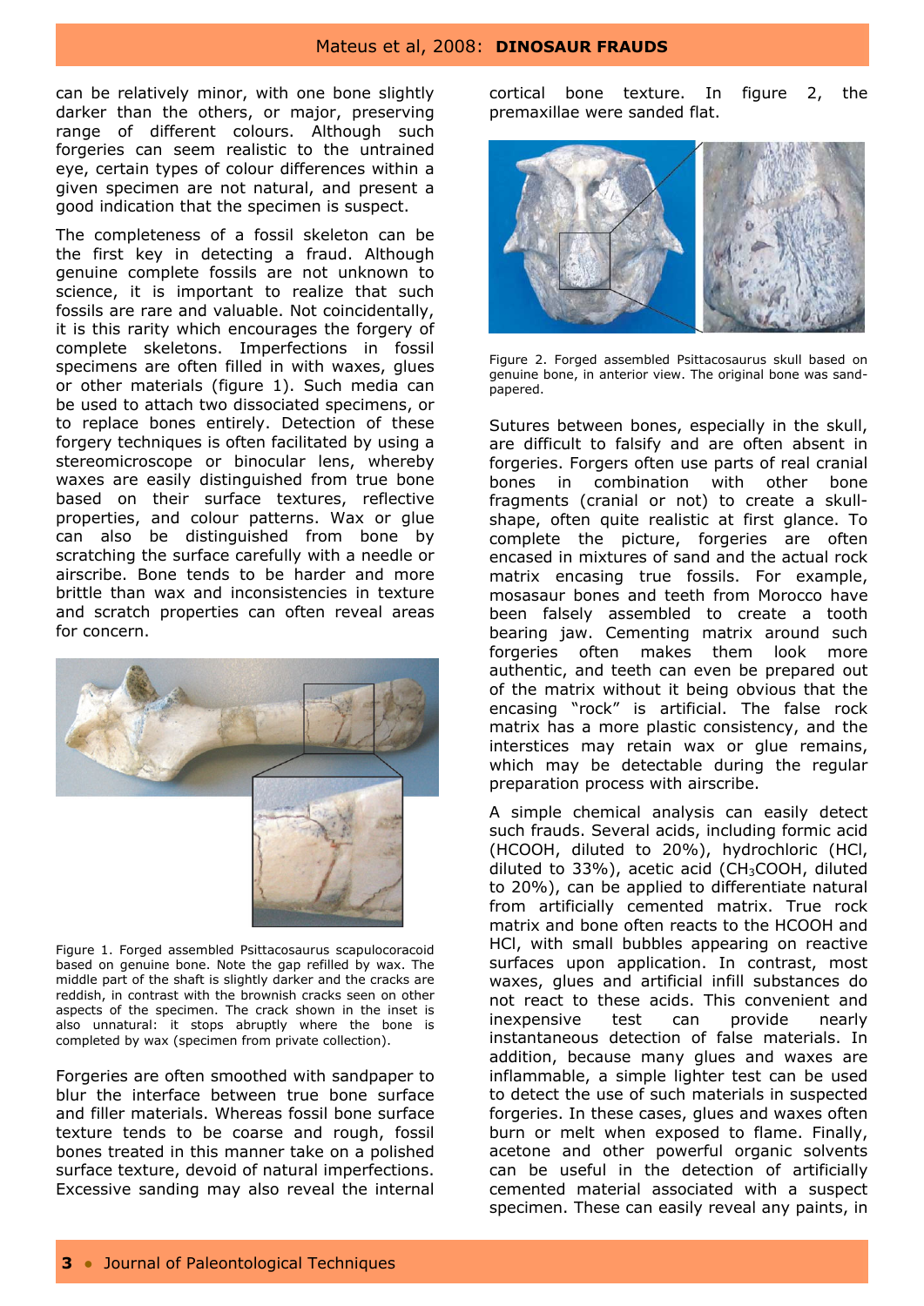can be relatively minor, with one bone slightly darker than the others, or major, preserving range of different colours. Although such forgeries can seem realistic to the untrained eye, certain types of colour differences within a given specimen are not natural, and present a good indication that the specimen is suspect.

The completeness of a fossil skeleton can be the first key in detecting a fraud. Although genuine complete fossils are not unknown to science, it is important to realize that such fossils are rare and valuable. Not coincidentally, it is this rarity which encourages the forgery of complete skeletons. Imperfections in fossil specimens are often filled in with waxes, glues or other materials (figure 1). Such media can be used to attach two dissociated specimens, or to replace bones entirely. Detection of these forgery techniques is often facilitated by using a stereomicroscope or binocular lens, whereby waxes are easily distinguished from true bone based on their surface textures, reflective properties, and colour patterns. Wax or glue can also be distinguished from bone by scratching the surface carefully with a needle or airscribe. Bone tends to be harder and more brittle than wax and inconsistencies in texture and scratch properties can often reveal areas for concern.

Figure 1. Forged assembled Psittacosaurus scapulocoracoid based on genuine bone. Note the gap refilled by wax. The middle part of the shaft is slightly darker and the cracks are reddish, in contrast with the brownish cracks seen on other aspects of the specimen. The crack shown in the inset is also unnatural: it stops abruptly where the bone is completed by wax (specimen from private collection).

Forgeries are often smoothed with sandpaper to blur the interface between true bone surface and filler materials. Whereas fossil bone surface texture tends to be coarse and rough, fossil bones treated in this manner take on a polished surface texture, devoid of natural imperfections. Excessive sanding may also reveal the internal cortical bone texture. In figure 2, the premaxillae were sanded flat.

Figure 2. Forged assembled Psittacosaurus skull based on genuine bone, in anterior view. The original bone was sand-papered.

Sutures between bones, especially in the skull, are difficult to falsify and are often absent in forgeries. Forgers often use parts of real cranial bones in combination with other bone fragments (cranial or not) to create a skull-shape, often quite realistic at first glance. To complete the picture, forgeries are often encased in mixtures of sand and the actual rock matrix encasing true fossils. For example, mosasaur bones and teeth from Morocco have been falsely assembled to create a tooth bearing jaw. Cementing matrix around such forgeries often makes them look more authentic, and teeth can even be prepared out of the matrix without it being obvious that the encasing "rock" is artificial. The false rock matrix has a more plastic consistency, and the interstices may retain wax or glue remains, which may be detectable during the regular preparation process with airscribe.

A simple chemical analysis can easily detect such frauds. Several acids, including formic acid ($HCOOH$, diluted to 20%), hydrochloric ($HCl$, diluted to 33%), acetic acid ($CH_3COOH$, diluted to 20%), can be applied to differentiate natural from artificially cemented matrix. True rock matrix and bone often reacts to the $HCOOH$ and $HCl$, with small bubbles appearing on reactive surfaces upon application. In contrast, most waxes, glues and artificial infill substances do not react to these acids. This convenient and inexpensive test can provide nearly instantaneous detection of false materials. In addition, because many glues and waxes are inflammable, a simple lighter test can be used to detect the use of such materials in suspected forgeries. In these cases, glues and waxes often burn or melt when exposed to flame. Finally, acetone and other powerful organic solvents can be useful in the detection of artificially cemented material associated with a suspect specimen. These can easily reveal any paints, in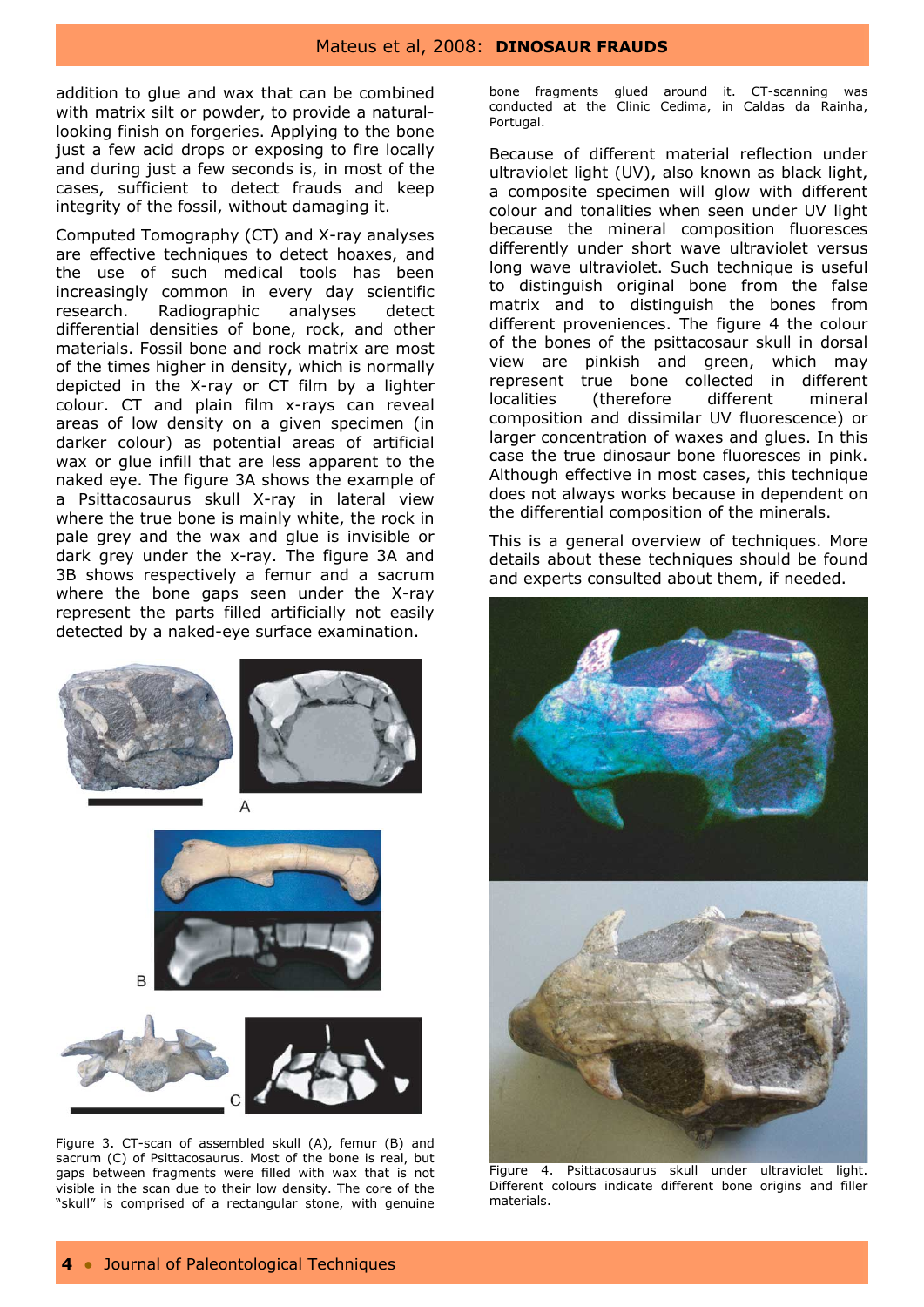addition to glue and wax that can be combined with matrix silt or powder, to provide a natural-looking finish on forgeries. Applying to the bone just a few acid drops or exposing to fire locally and during just a few seconds is, in most of the cases, sufficient to detect frauds and keep integrity of the fossil, without damaging it.

Computed Tomography (CT) and X-ray analyses are effective techniques to detect hoaxes, and the use of such medical tools has been increasingly common in every day scientific research. Radiographic analyses detect differential densities of bone, rock, and other materials. Fossil bone and rock matrix are most of the times higher in density, which is normally depicted in the X-ray or CT film by a lighter colour. CT and plain film x-rays can reveal areas of low density on a given specimen (in darker colour) as potential areas of artificial wax or glue infill that are less apparent to the naked eye. The figure 3A shows the example of a Psittacosaurus skull X-ray in lateral view where the true bone is mainly white, the rock in pale grey and the wax and glue is invisible or dark grey under the x-ray. The figure 3A and 3B shows respectively a femur and a sacrum where the bone gaps seen under the X-ray represent the parts filled artificially not easily detected by a naked-eye surface examination.

Figure 3. CT-scan of assembled skull (A), femur (B) and sacrum (C) of Psittacosaurus. Most of the bone is real, but gaps between fragments were filled with wax that is not visible in the scan due to their low density. The core of the "skull" is comprised of a rectangular stone, with genuine bone fragments glued around it. CT-scanning was conducted at the Clinic Cedima, in Caldas da Rainha, Portugal.

Because of different material reflection under ultraviolet light (UV), also known as black light, a composite specimen will glow with different colour and tonalities when seen under UV light because the mineral composition fluoresces differently under short wave ultraviolet versus long wave ultraviolet. Such technique is useful to distinguish original bone from the false matrix and to distinguish the bones from different proveniences. The figure 4 the colour of the bones of the psittacosaur skull in dorsal view are pinkish and green, which may represent true bone collected in different localities (therefore different mineral composition and dissimilar UV fluorescence) or larger concentration of waxes and glues. In this case the true dinosaur bone fluoresces in pink. Although effective in most cases, this technique does not always works because in dependent on the differential composition of the minerals.

This is a general overview of techniques. More details about these techniques should be found and experts consulted about them, if needed.

Figure 4. Psittacosaurus skull under ultraviolet light. Different colours indicate different bone origins and filler materials.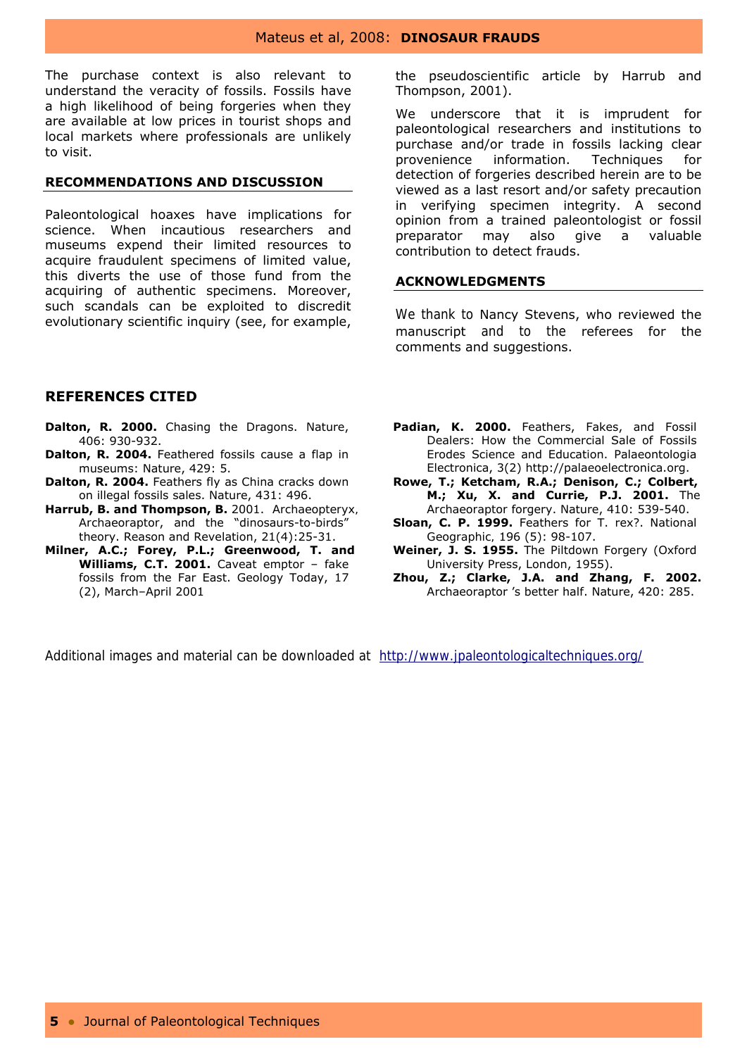The purchase context is also relevant to understand the veracity of fossils. Fossils have a high likelihood of being forgeries when they are available at low prices in tourist shops and local markets where professionals are unlikely to visit.

## RECOMMENDATIONS AND DISCUSSION

Paleontological hoaxes have implications for science. When incautious researchers and museums expend their limited resources to acquire fraudulent specimens of limited value, this diverts the use of those fund from the acquiring of authentic specimens. Moreover, such scandals can be exploited to discredit evolutionary scientific inquiry (see, for example, the pseudoscientific article by Harrub and Thompson, 2001).

We underscore that it is imprudent for paleontological researchers and institutions to purchase and/or trade in fossils lacking clear provenience information. Techniques for detection of forgeries described herein are to be viewed as a last resort and/or safety precaution in verifying specimen integrity. A second opinion from a trained paleontologist or fossil preparator may also give a valuable contribution to detect frauds.

## ACKNOWLEDGMENTS

We thank to Nancy Stevens, who reviewed the manuscript and to the referees for the comments and suggestions.

## REFERENCES CITED

**Dalton, R. 2000.** Chasing the Dragons. Nature, 406: 930-932.

**Dalton, R. 2004.** Feathered fossils cause a flap in museums: Nature, 429: 5.

**Dalton, R. 2004.** Feathers fly as China cracks down on illegal fossils sales. Nature, 431: 496.

**Harrub, B. and Thompson, B.** 2001. Archaeopteryx, Archaeoraptor, and the "dinosaurs-to-birds" theory. Reason and Revelation, 21(4):25-31.

**Milner, A.C.; Forey, P.L.; Greenwood, T. and Williams, C.T. 2001.** Caveat emptor – fake fossils from the Far East. Geology Today, 17 (2), March–April 2001

**Padian, K. 2000.** Feathers, Fakes, and Fossil Dealers: How the Commercial Sale of Fossils Erodes Science and Education. Palaeontologia Electronica, 3(2) http://palaeoelectronica.org.

**Rowe, T.; Ketcham, R.A.; Denison, C.; Colbert, M.; Xu, X. and Currie, P.J. 2001.** The Archaeoraptor forgery. Nature, 410: 539-540.

**Sloan, C. P. 1999.** Feathers for T. rex?. National Geographic, 196 (5): 98-107.

**Weiner, J. S. 1955.** The Piltdown Forgery (Oxford University Press, London, 1955).

**Zhou, Z.; Clarke, J.A. and Zhang, F. 2002.** Archaeoraptor 's better half. Nature, 420: 285.

Additional images and material can be downloaded at http://www.jpaleontologicaltechniques.org/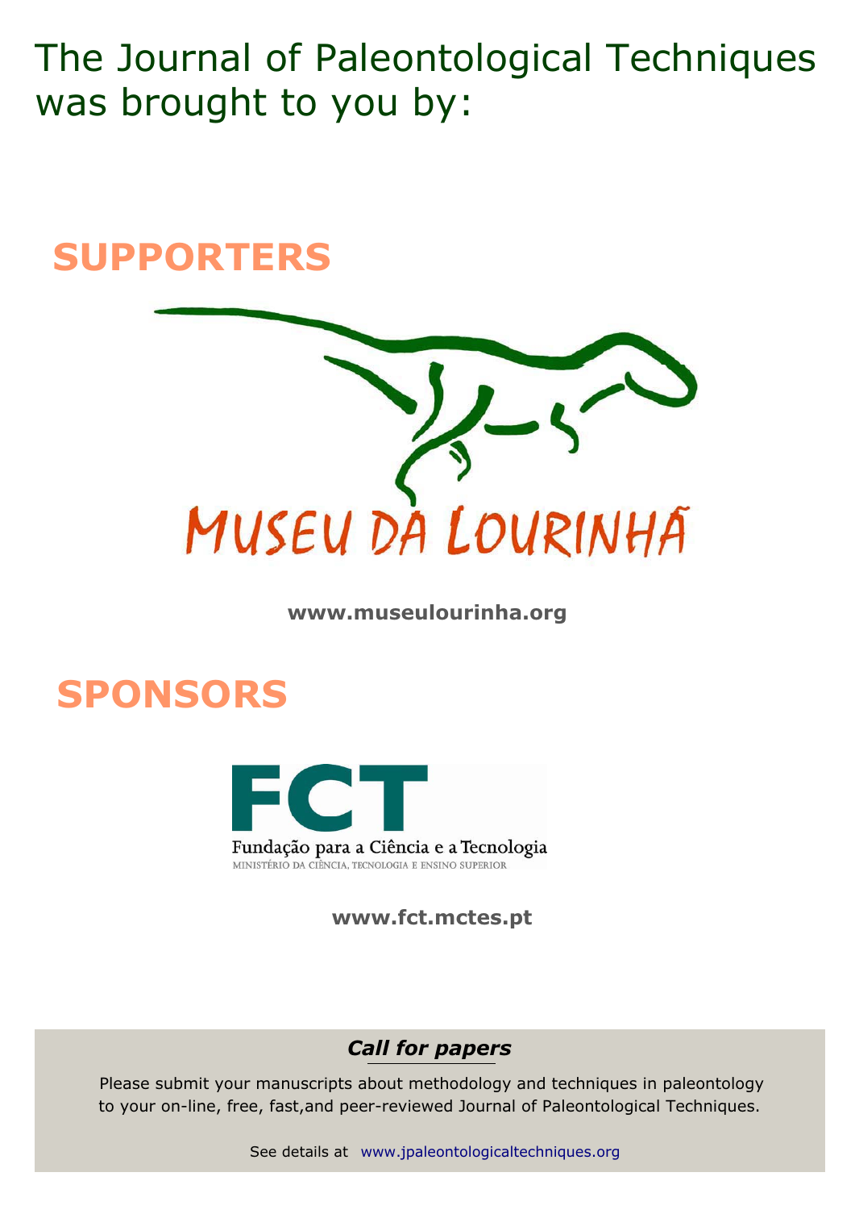# The Journal of Paleontological Techniques was brought to you by:

## SUPPORTERS

MUSEU DA LOURINHÃ

**www.museulourinha.org**

## SPONSORS

FCT

Fundação para a Ciência e a Tecnologia

MINISTÉRIO DA CIÊNCIA, TECNOLOGIA E ENSINO SUPERIOR

**www.fct.mctes.pt**

***Call for papers***

Please submit your manuscripts about methodology and techniques in paleontology to your on-line, free, fast,and peer-reviewed Journal of Paleontological Techniques.

See details at www.jpaleontologicaltechniques.org